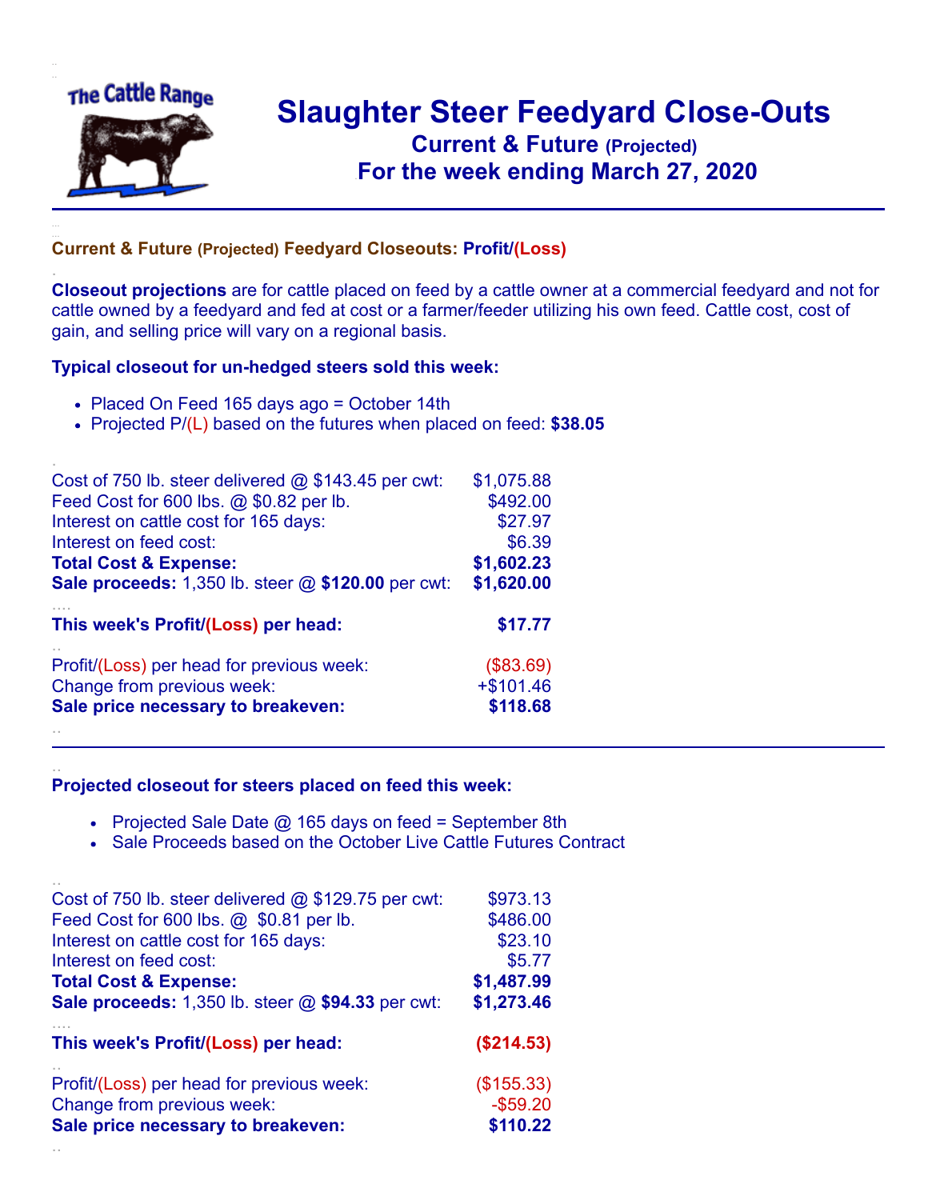The Cattle Range

# Slaughter Steer Feedyard Close-Outs

## Current & Future (Projected)

## For the week ending March 27, 2020

### Current & Future (Projected) Feedyard Closeouts: Profit/(Loss)

**Closeout projections** are for cattle placed on feed by a cattle owner at a commercial feedyard and not for cattle owned by a feedyard and fed at cost or a farmer/feeder utilizing his own feed. Cattle cost, cost of gain, and selling price will vary on a regional basis.

**Typical closeout for un-hedged steers sold this week:**

- Placed On Feed 165 days ago = October 14th
- Projected P/(L) based on the futures when placed on feed: **$38.05**

| | |
|---|---:|
| Cost of 750 lb. steer delivered @ $143.45 per cwt: | $1,075.88 |
| Feed Cost for 600 lbs. @ $0.82 per lb. | $492.00 |
| Interest on cattle cost for 165 days: | $27.97 |
| Interest on feed cost: | $6.39 |
| **Total Cost & Expense:** | **$1,602.23** |
| **Sale proceeds:** 1,350 lb. steer @ **$120.00** per cwt: | **$1,620.00** |
| **This week's Profit/(Loss) per head:** | **$17.77** |
| Profit/(Loss) per head for previous week: | ($83.69) |
| Change from previous week: | +$101.46 |
| **Sale price necessary to breakeven:** | **$118.68** |

**Projected closeout for steers placed on feed this week:**

- Projected Sale Date @ 165 days on feed = September 8th
- Sale Proceeds based on the October Live Cattle Futures Contract

| | |
|---|---:|
| Cost of 750 lb. steer delivered @ $129.75 per cwt: | $973.13 |
| Feed Cost for 600 lbs. @ $0.81 per lb. | $486.00 |
| Interest on cattle cost for 165 days: | $23.10 |
| Interest on feed cost: | $5.77 |
| **Total Cost & Expense:** | **$1,487.99** |
| **Sale proceeds:** 1,350 lb. steer @ **$94.33** per cwt: | **$1,273.46** |
| **This week's Profit/(Loss) per head:** | **($214.53)** |
| Profit/(Loss) per head for previous week: | ($155.33) |
| Change from previous week: | -$59.20 |
| **Sale price necessary to breakeven:** | **$110.22** |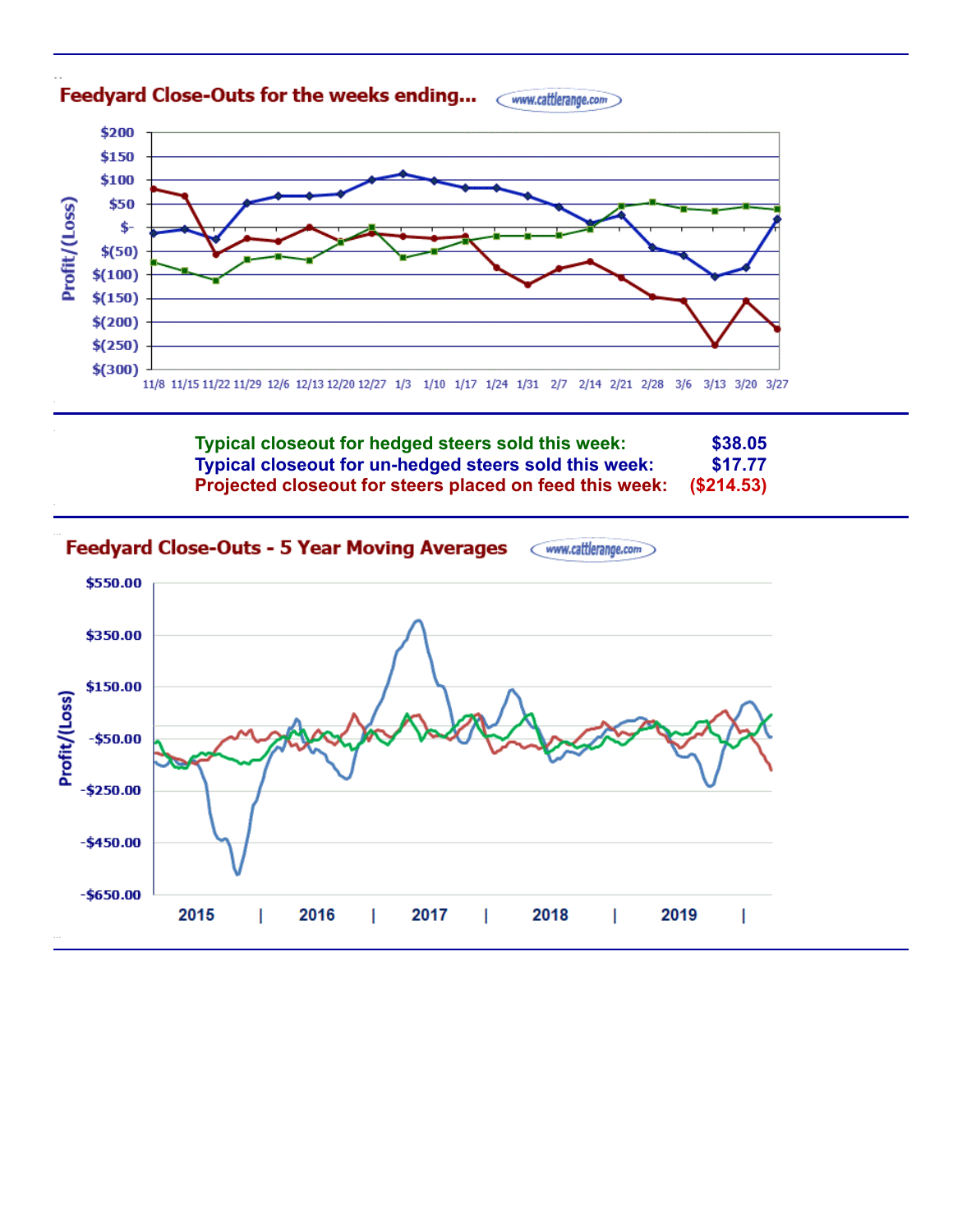## Feedyard Close-Outs for the weeks ending...

www.cattlerange.com

Profit/(Loss)

$200
$150
$100
$50
$-
$(50)
$(100)
$(150)
$(200)
$(250)
$(300)

11/8 11/15 11/22 11/29 12/6 12/13 12/20 12/27 1/3 1/10 1/17 1/24 1/31 2/7 2/14 2/21 2/28 3/6 3/13 3/20 3/27

| | |
|---|---|
| Typical closeout for hedged steers sold this week: | $38.05 |
| Typical closeout for un-hedged steers sold this week: | $17.77 |
| Projected closeout for steers placed on feed this week: | ($214.53) |

## Feedyard Close-Outs - 5 Year Moving Averages

www.cattlerange.com

Profit/(Loss)

$550.00
$350.00
$150.00
-$50.00
-$250.00
-$450.00
-$650.00

2015 | 2016 | 2017 | 2018 | 2019 |